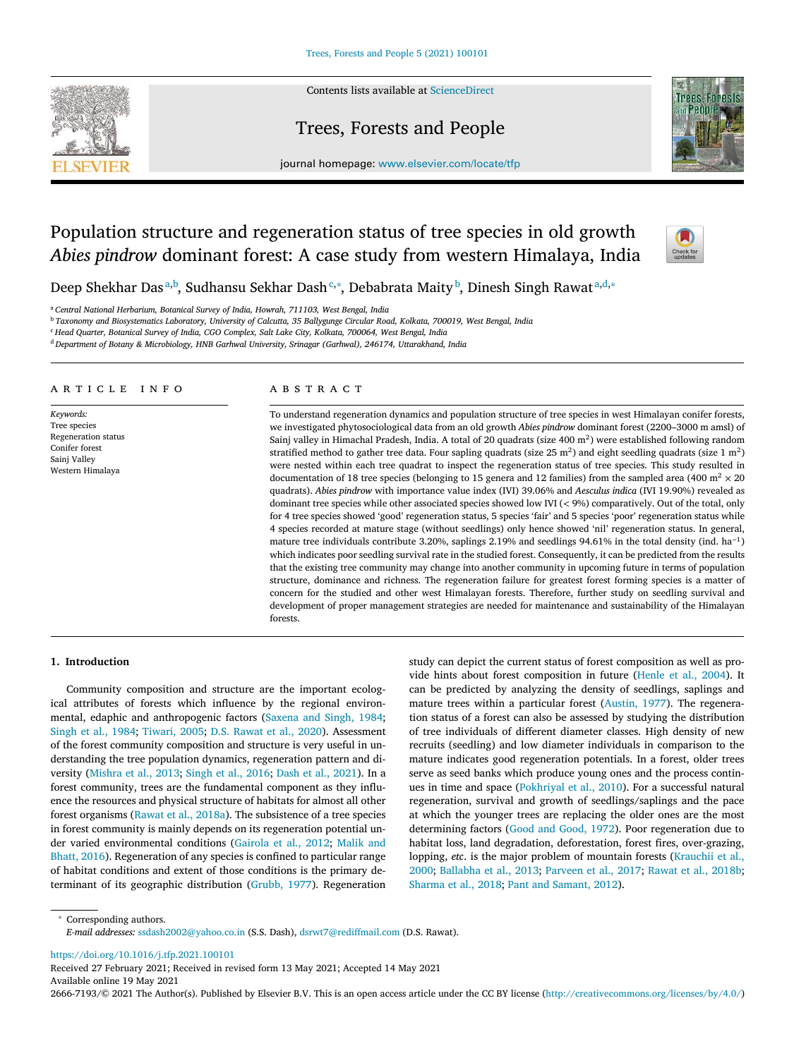# Population structure and regeneration status of tree species in old growth *Abies pindrow* dominant forest: A case study from western Himalaya, India

Deep Shekhar Das[a,b], Sudhansu Sekhar Dash[c,*], Debabrata Maity[b], Dinesh Singh Rawat[a,d,*]

[a] Central National Herbarium, Botanical Survey of India, Howrah, 711103, West Bengal, India
[b] Taxonomy and Biosystematics Laboratory, University of Calcutta, 35 Ballygunge Circular Road, Kolkata, 700019, West Bengal, India
[c] Head Quarter, Botanical Survey of India, CGO Complex, Salt Lake City, Kolkata, 700064, West Bengal, India
[d] Department of Botany & Microbiology, HNB Garhwal University, Srinagar (Garhwal), 246174, Uttarakhand, India

## ARTICLE INFO

*Keywords:*
Tree species
Regeneration status
Conifer forest
Sainj Valley
Western Himalaya

## ABSTRACT

To understand regeneration dynamics and population structure of tree species in west Himalayan conifer forests, we investigated phytosociological data from an old growth *Abies pindrow* dominant forest (2200–3000 m amsl) of Sainj valley in Himachal Pradesh, India. A total of 20 quadrats (size 400 $m^2$) were established following random stratified method to gather tree data. Four sapling quadrats (size 25 $m^2$) and eight seedling quadrats (size 1 $m^2$) were nested within each tree quadrat to inspect the regeneration status of tree species. This study resulted in documentation of 18 tree species (belonging to 15 genera and 12 families) from the sampled area (400 $m^2$ × 20 quadrats). *Abies pindrow* with importance value index (IVI) 39.06% and *Aesculus indica* (IVI 19.90%) revealed as dominant tree species while other associated species showed low IVI (< 9%) comparatively. Out of the total, only for 4 tree species showed 'good' regeneration status, 5 species 'fair' and 5 species 'poor' regeneration status while 4 species recorded at mature stage (without seedlings) only hence showed 'nil' regeneration status. In general, mature tree individuals contribute 3.20%, saplings 2.19% and seedlings 94.61% in the total density (ind. $ha^{-1}$) which indicates poor seedling survival rate in the studied forest. Consequently, it can be predicted from the results that the existing tree community may change into another community in upcoming future in terms of population structure, dominance and richness. The regeneration failure for greatest forest forming species is a matter of concern for the studied and other west Himalayan forests. Therefore, further study on seedling survival and development of proper management strategies are needed for maintenance and sustainability of the Himalayan forests.

## 1. Introduction

Community composition and structure are the important ecological attributes of forests which influence by the regional environmental, edaphic and anthropogenic factors (Saxena and Singh, 1984; Singh et al., 1984; Tiwari, 2005; D.S. Rawat et al., 2020). Assessment of the forest community composition and structure is very useful in understanding the tree population dynamics, regeneration pattern and diversity (Mishra et al., 2013; Singh et al., 2016; Dash et al., 2021). In a forest community, trees are the fundamental component as they influence the resources and physical structure of habitats for almost all other forest organisms (Rawat et al., 2018a). The subsistence of a tree species in forest community is mainly depends on its regeneration potential under varied environmental conditions (Gairola et al., 2012; Malik and Bhatt, 2016). Regeneration of any species is confined to particular range of habitat conditions and extent of those conditions is the primary determinant of its geographic distribution (Grubb, 1977). Regeneration study can depict the current status of forest composition as well as provide hints about forest composition in future (Henle et al., 2004). It can be predicted by analyzing the density of seedlings, saplings and mature trees within a particular forest (Austin, 1977). The regeneration status of a forest can also be assessed by studying the distribution of tree individuals of different diameter classes. High density of new recruits (seedling) and low diameter individuals in comparison to the mature indicates good regeneration potentials. In a forest, older trees serve as seed banks which produce young ones and the process continues in time and space (Pokhriyal et al., 2010). For a successful natural regeneration, survival and growth of seedlings/saplings and the pace at which the younger trees are replacing the older ones are the most determining factors (Good and Good, 1972). Poor regeneration due to habitat loss, land degradation, deforestation, forest fires, over-grazing, lopping, *etc.* is the major problem of mountain forests (Krauchii et al., 2000; Ballabha et al., 2013; Parveen et al., 2017; Rawat et al., 2018b; Sharma et al., 2018; Pant and Samant, 2012).

\* Corresponding authors.
*E-mail addresses:* ssdash2002@yahoo.co.in (S.S. Dash), drwt7@rediffmail.com (D.S. Rawat).

https://doi.org/10.1016/j.tfp.2021.100101
Received 27 February 2021; Received in revised form 13 May 2021; Accepted 14 May 2021
Available online 19 May 2021
2666-7193/© 2021 The Author(s). Published by Elsevier B.V. This is an open access article under the CC BY license (http://creativecommons.org/licenses/by/4.0/)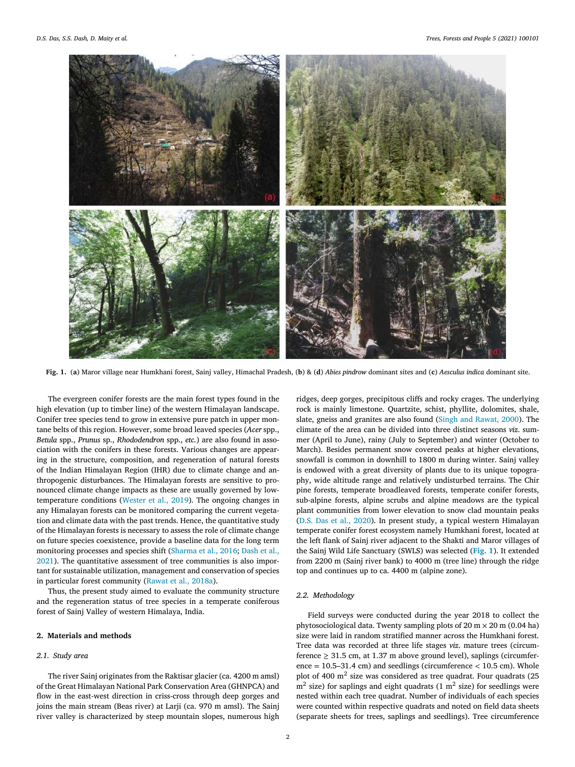**Fig. 1.** (**a**) Maror village near Humkhani forest, Sainj valley, Himachal Pradesh, (**b**) & (**d**) *Abies pindrow* dominant sites and (**c**) *Aesculus indica* dominant site.

The evergreen conifer forests are the main forest types found in the high elevation (up to timber line) of the western Himalayan landscape. Conifer tree species tend to grow in extensive pure patch in upper montane belts of this region. However, some broad leaved species (*Acer* spp., *Betula* spp., *Prunus* sp., *Rhododendron* spp., *etc.*) are also found in association with the conifers in these forests. Various changes are appearing in the structure, composition, and regeneration of natural forests of the Indian Himalayan Region (IHR) due to climate change and anthropogenic disturbances. The Himalayan forests are sensitive to pronounced climate change impacts as these are usually governed by low-temperature conditions (Wester et al., 2019). The ongoing changes in any Himalayan forests can be monitored comparing the current vegetation and climate data with the past trends. Hence, the quantitative study of the Himalayan forests is necessary to assess the role of climate change on future species coexistence, provide a baseline data for the long term monitoring processes and species shift (Sharma et al., 2016; Dash et al., 2021). The quantitative assessment of tree communities is also important for sustainable utilization, management and conservation of species in particular forest community (Rawat et al., 2018a).

Thus, the present study aimed to evaluate the community structure and the regeneration status of tree species in a temperate coniferous forest of Sainj Valley of western Himalaya, India.

## 2. Materials and methods

### 2.1. Study area

The river Sainj originates from the Raktisar glacier (ca. 4200 m amsl) of the Great Himalayan National Park Conservation Area (GHNPCA) and flow in the east-west direction in criss-cross through deep gorges and joins the main stream (Beas river) at Larji (ca. 970 m amsl). The Sainj river valley is characterized by steep mountain slopes, numerous high ridges, deep gorges, precipitous cliffs and rocky crages. The underlying rock is mainly limestone. Quartzite, schist, phyllite, dolomites, shale, slate, gneiss and granites are also found (Singh and Rawat, 2000). The climate of the area can be divided into three distinct seasons *viz*. summer (April to June), rainy (July to September) and winter (October to March). Besides permanent snow covered peaks at higher elevations, snowfall is common in downhill to 1800 m during winter. Sainj valley is endowed with a great diversity of plants due to its unique topography, wide altitude range and relatively undisturbed terrains. The Chir pine forests, temperate broadleaved forests, temperate conifer forests, sub-alpine forests, alpine scrubs and alpine meadows are the typical plant communities from lower elevation to snow clad mountain peaks (D.S. Das et al., 2020). In present study, a typical western Himalayan temperate conifer forest ecosystem namely Humkhani forest, located at the left flank of Sainj river adjacent to the Shakti and Maror villages of the Sainj Wild Life Sanctuary (SWLS) was selected (**Fig. 1**). It extended from 2200 m (Sainj river bank) to 4000 m (tree line) through the ridge top and continues up to ca. 4400 m (alpine zone).

### 2.2. Methodology

Field surveys were conducted during the year 2018 to collect the phytosociological data. Twenty sampling plots of 20 m × 20 m (0.04 ha) size were laid in random stratified manner across the Humkhani forest. Tree data was recorded at three life stages *viz*. mature trees (circumference ≥ 31.5 cm, at 1.37 m above ground level), saplings (circumference = 10.5–31.4 cm) and seedlings (circumference < 10.5 cm). Whole plot of 400 $m^2$ size was considered as tree quadrat. Four quadrats (25 $m^2$ size) for saplings and eight quadrats (1 $m^2$ size) for seedlings were nested within each tree quadrat. Number of individuals of each species were counted within respective quadrats and noted on field data sheets (separate sheets for trees, saplings and seedlings). Tree circumference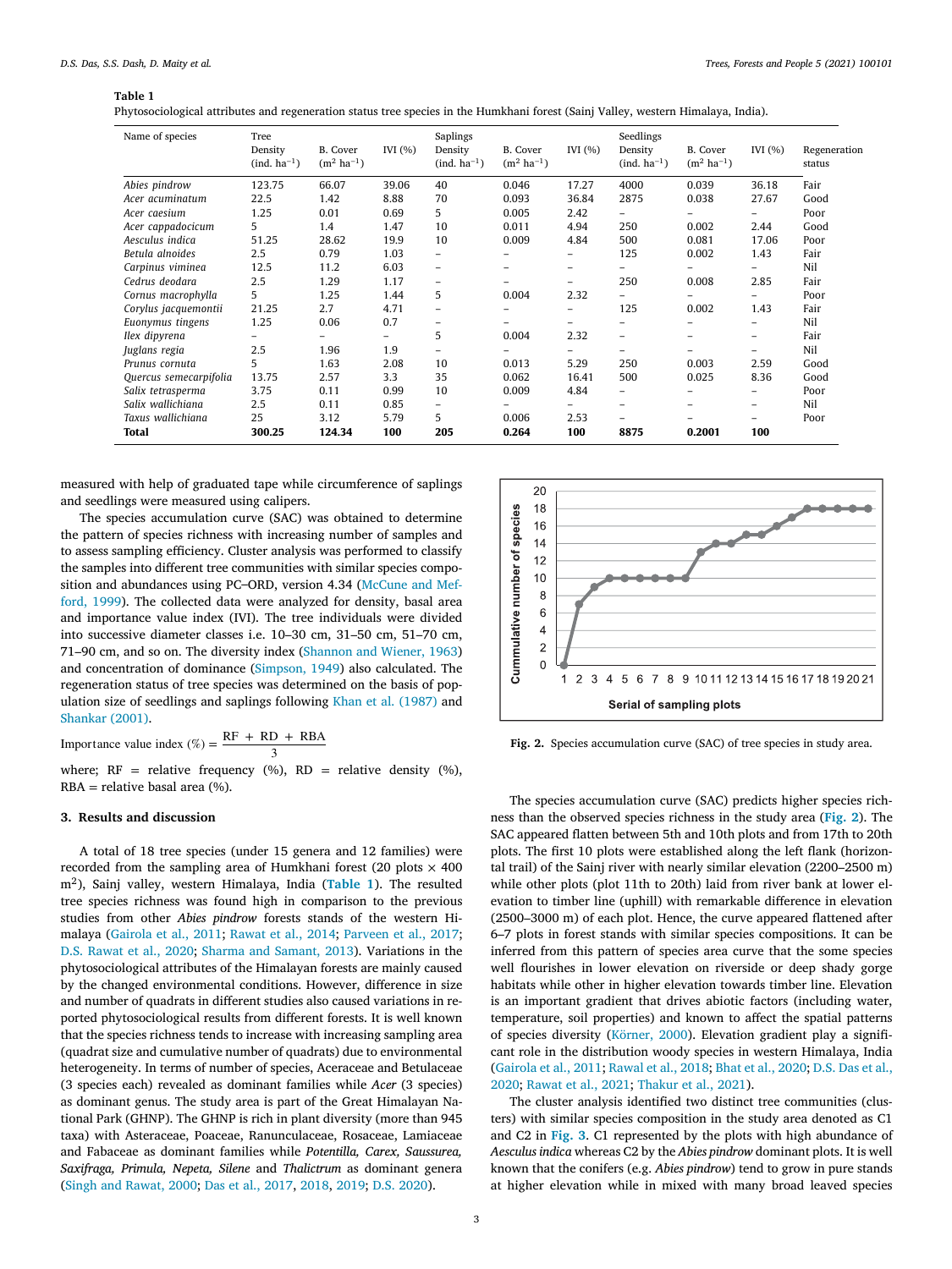**Table 1**
Phytosociological attributes and regeneration status tree species in the Humkhani forest (Sainj Valley, western Himalaya, India).

| Name of species | Tree Density (ind. $ha^{-1}$) | B. Cover ($m^2$ $ha^{-1}$) | IVI (%) | Saplings Density (ind. $ha^{-1}$) | B. Cover ($m^2$ $ha^{-1}$) | IVI (%) | Seedlings Density (ind. $ha^{-1}$) | B. Cover ($m^2$ $ha^{-1}$) | IVI (%) | Regeneration status |
|---|---|---|---|---|---|---|---|---|---|---|
| *Abies pindrow* | 123.75 | 66.07 | 39.06 | 40 | 0.046 | 17.27 | 4000 | 0.039 | 36.18 | Fair |
| *Acer acuminatum* | 22.5 | 1.42 | 8.88 | 70 | 0.093 | 36.84 | 2875 | 0.038 | 27.67 | Good |
| *Acer caesium* | 1.25 | 0.01 | 0.69 | 5 | 0.005 | 2.42 | – | – | – | Poor |
| *Acer cappadocicum* | 5 | 1.4 | 1.47 | 10 | 0.011 | 4.94 | 250 | 0.002 | 2.44 | Good |
| *Aesculus indica* | 51.25 | 28.62 | 19.9 | 10 | 0.009 | 4.84 | 500 | 0.081 | 17.06 | Poor |
| *Betula alnoides* | 2.5 | 0.79 | 1.03 | – | – | – | 125 | 0.002 | 1.43 | Fair |
| *Carpinus viminea* | 12.5 | 11.2 | 6.03 | – | – | – | – | – | – | Nil |
| *Cedrus deodara* | 2.5 | 1.29 | 1.17 | – | – | – | 250 | 0.008 | 2.85 | Fair |
| *Cornus macrophylla* | 5 | 1.25 | 1.44 | 5 | 0.004 | 2.32 | – | – | – | Poor |
| *Corylus jacquemontii* | 21.25 | 2.7 | 4.71 | – | – | – | 125 | 0.002 | 1.43 | Fair |
| *Euonymus tingens* | 1.25 | 0.06 | 0.7 | – | – | – | – | – | – | Nil |
| *Ilex dipyrena* | – | – | – | 5 | 0.004 | 2.32 | – | – | – | Fair |
| *Juglans regia* | 2.5 | 1.96 | 1.9 | – | – | – | – | – | – | Nil |
| *Prunus cornuta* | 5 | 1.63 | 2.08 | 10 | 0.013 | 5.29 | 250 | 0.003 | 2.59 | Good |
| *Quercus semecarpifolia* | 13.75 | 2.57 | 3.3 | 35 | 0.062 | 16.41 | 500 | 0.025 | 8.36 | Good |
| *Salix tetrasperma* | 3.75 | 0.11 | 0.99 | 10 | 0.009 | 4.84 | – | – | – | Poor |
| *Salix wallichiana* | 2.5 | 0.11 | 0.85 | – | – | – | – | – | – | Nil |
| *Taxus wallichiana* | 25 | 3.12 | 5.79 | 5 | 0.006 | 2.53 | – | – | – | Poor |
| **Total** | **300.25** | **124.34** | **100** | **205** | **0.264** | **100** | **8875** | **0.2001** | **100** | |

measured with help of graduated tape while circumference of saplings and seedlings were measured using calipers.

The species accumulation curve (SAC) was obtained to determine the pattern of species richness with increasing number of samples and to assess sampling efficiency. Cluster analysis was performed to classify the samples into different tree communities with similar species composition and abundances using PC–ORD, version 4.34 (McCune and Mefford, 1999). The collected data were analyzed for density, basal area and importance value index (IVI). The tree individuals were divided into successive diameter classes i.e. 10–30 cm, 31–50 cm, 51–70 cm, 71–90 cm, and so on. The diversity index (Shannon and Wiener, 1963) and concentration of dominance (Simpson, 1949) also calculated. The regeneration status of tree species was determined on the basis of population size of seedlings and saplings following Khan et al. (1987) and Shankar (2001).

$$\text{Importance value index }(\%) = \frac{\text{RF} + \text{RD} + \text{RBA}}{3}$$

where; RF = relative frequency (%), RD = relative density (%), RBA = relative basal area (%).

## 3. Results and discussion

A total of 18 tree species (under 15 genera and 12 families) were recorded from the sampling area of Humkhani forest (20 plots × 400 $m^2$), Sainj valley, western Himalaya, India (**Table 1**). The resulted tree species richness was found high in comparison to the previous studies from other *Abies pindrow* forests stands of the western Himalaya (Gairola et al., 2011; Rawat et al., 2014; Parveen et al., 2017; D.S. Rawat et al., 2020; Sharma and Samant, 2013). Variations in the phytosociological attributes of the Himalayan forests are mainly caused by the changed environmental conditions. However, difference in size and number of quadrats in different studies also caused variations in reported phytosociological results from different forests. It is well known that the species richness tends to increase with increasing sampling area (quadrat size and cumulative number of quadrats) due to environmental heterogeneity. In terms of number of species, Aceraceae and Betulaceae (3 species each) revealed as dominant families while *Acer* (3 species) as dominant genus. The study area is part of the Great Himalayan National Park (GHNP). The GHNP is rich in plant diversity (more than 945 taxa) with Asteraceae, Poaceae, Ranunculaceae, Rosaceae, Lamiaceae and Fabaceae as dominant families while *Potentilla, Carex, Saussurea, Saxifraga, Primula, Nepeta, Silene* and *Thalictrum* as dominant genera (Singh and Rawat, 2000; Das et al., 2017, 2018, 2019; D.S. 2020).

**Fig. 2.** Species accumulation curve (SAC) of tree species in study area.

The species accumulation curve (SAC) predicts higher species richness than the observed species richness in the study area (**Fig. 2**). The SAC appeared flatten between 5th and 10th plots and from 17th to 20th plots. The first 10 plots were established along the left flank (horizontal trail) of the Sainj river with nearly similar elevation (2200–2500 m) while other plots (plot 11th to 20th) laid from river bank at lower elevation to timber line (uphill) with remarkable difference in elevation (2500–3000 m) of each plot. Hence, the curve appeared flattened after 6–7 plots in forest stands with similar species compositions. It can be inferred from this pattern of species area curve that the some species well flourishes in lower elevation on riverside or deep shady gorge habitats while other in higher elevation towards timber line. Elevation is an important gradient that drives abiotic factors (including water, temperature, soil properties) and known to affect the spatial patterns of species diversity (Körner, 2000). Elevation gradient play a significant role in the distribution woody species in western Himalaya, India (Gairola et al., 2011; Rawal et al., 2018; Bhat et al., 2020; D.S. Das et al., 2020; Rawat et al., 2021; Thakur et al., 2021).

The cluster analysis identified two distinct tree communities (clusters) with similar species composition in the study area denoted as C1 and C2 in **Fig. 3**. C1 represented by the plots with high abundance of *Aesculus indica* whereas C2 by the *Abies pindrow* dominant plots. It is well known that the conifers (e.g. *Abies pindrow*) tend to grow in pure stands at higher elevation while in mixed with many broad leaved species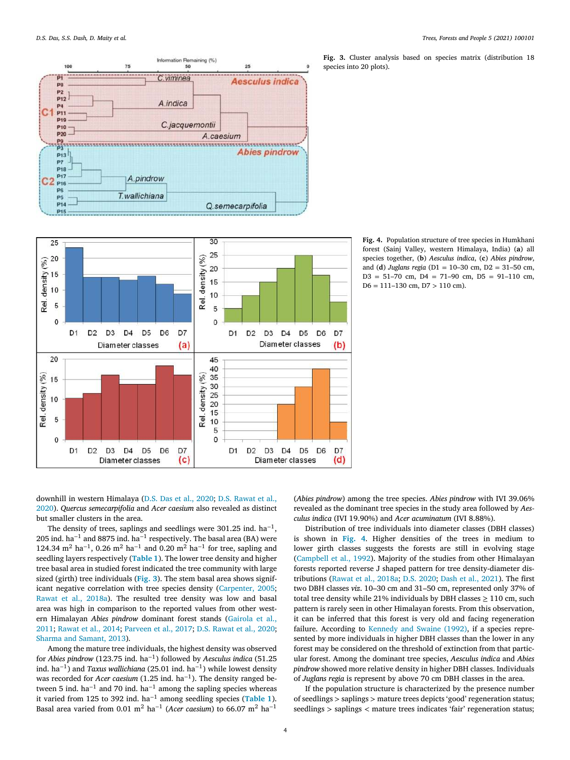Fig. 3. Cluster analysis based on species matrix (distribution 18 species into 20 plots).

Fig. 4. Population structure of tree species in Humkhani forest (Sainj Valley, western Himalaya, India) (**a**) all species together, (**b**) *Aesculus indica*, (**c**) *Abies pindrow*, and (**d**) *Juglans regia* (D1 = 10–30 cm, D2 = 31–50 cm, D3 = 51–70 cm, D4 = 71–90 cm, D5 = 91–110 cm, D6 = 111–130 cm, D7 > 110 cm).

downhill in western Himalaya (D.S. Das et al., 2020; D.S. Rawat et al., 2020). *Quercus semecarpifolia* and *Acer caesium* also revealed as distinct but smaller clusters in the area.

The density of trees, saplings and seedlings were 301.25 ind. $ha^{-1}$, 205 ind. $ha^{-1}$ and 8875 ind. $ha^{-1}$ respectively. The basal area (BA) were 124.34 $m^2$ $ha^{-1}$, 0.26 $m^2$ $ha^{-1}$ and 0.20 $m^2$ $ha^{-1}$ for tree, sapling and seedling layers respectively (Table 1). The lower tree density and higher tree basal area in studied forest indicated the tree community with large sized (girth) tree individuals (Fig. 3). The stem basal area shows significant negative correlation with tree species density (Carpenter, 2005; Rawat et al., 2018a). The resulted tree density was low and basal area was high in comparison to the reported values from other western Himalayan *Abies pindrow* dominant forest stands (Gairola et al., 2011; Rawat et al., 2014; Parveen et al., 2017; D.S. Rawat et al., 2020; Sharma and Samant, 2013).

Among the mature tree individuals, the highest density was observed for *Abies pindrow* (123.75 ind. $ha^{-1}$) followed by *Aesculus indica* (51.25 ind. $ha^{-1}$) and *Taxus wallichiana* (25.01 ind. $ha^{-1}$) while lowest density was recorded for *Acer caesium* (1.25 ind. $ha^{-1}$). The density ranged between 5 ind. $ha^{-1}$ and 70 ind. $ha^{-1}$ among the sapling species whereas it varied from 125 to 392 ind. $ha^{-1}$ among seedling species (Table 1). Basal area varied from 0.01 $m^2$ $ha^{-1}$ (*Acer caesium*) to 66.07 $m^2$ $ha^{-1}$ (*Abies pindrow*) among the tree species. *Abies pindrow* with IVI 39.06% revealed as the dominant tree species in the study area followed by *Aesculus indica* (IVI 19.90%) and *Acer acuminatum* (IVI 8.88%).

Distribution of tree individuals into diameter classes (DBH classes) is shown in Fig. 4. Higher densities of the trees in medium to lower girth classes suggests the forests are still in evolving stage (Campbell et al., 1992). Majority of the studies from other Himalayan forests reported reverse J shaped pattern for tree density-diameter distributions (Rawat et al., 2018a; D.S. 2020; Dash et al., 2021). The first two DBH classes *viz.* 10–30 cm and 31–50 cm, represented only 37% of total tree density while 21% individuals by DBH classes ≥ 110 cm, such pattern is rarely seen in other Himalayan forests. From this observation, it can be inferred that this forest is very old and facing regeneration failure. According to Kennedy and Swaine (1992), if a species represented by more individuals in higher DBH classes than the lower in any forest may be considered on the threshold of extinction from that particular forest. Among the dominant tree species, *Aesculus indica* and *Abies pindrow* showed more relative density in higher DBH classes. Individuals of *Juglans regia* is represent by above 70 cm DBH classes in the area.

If the population structure is characterized by the presence number of seedlings > saplings > mature trees depicts 'good' regeneration status; seedlings > saplings < mature trees indicates 'fair' regeneration status;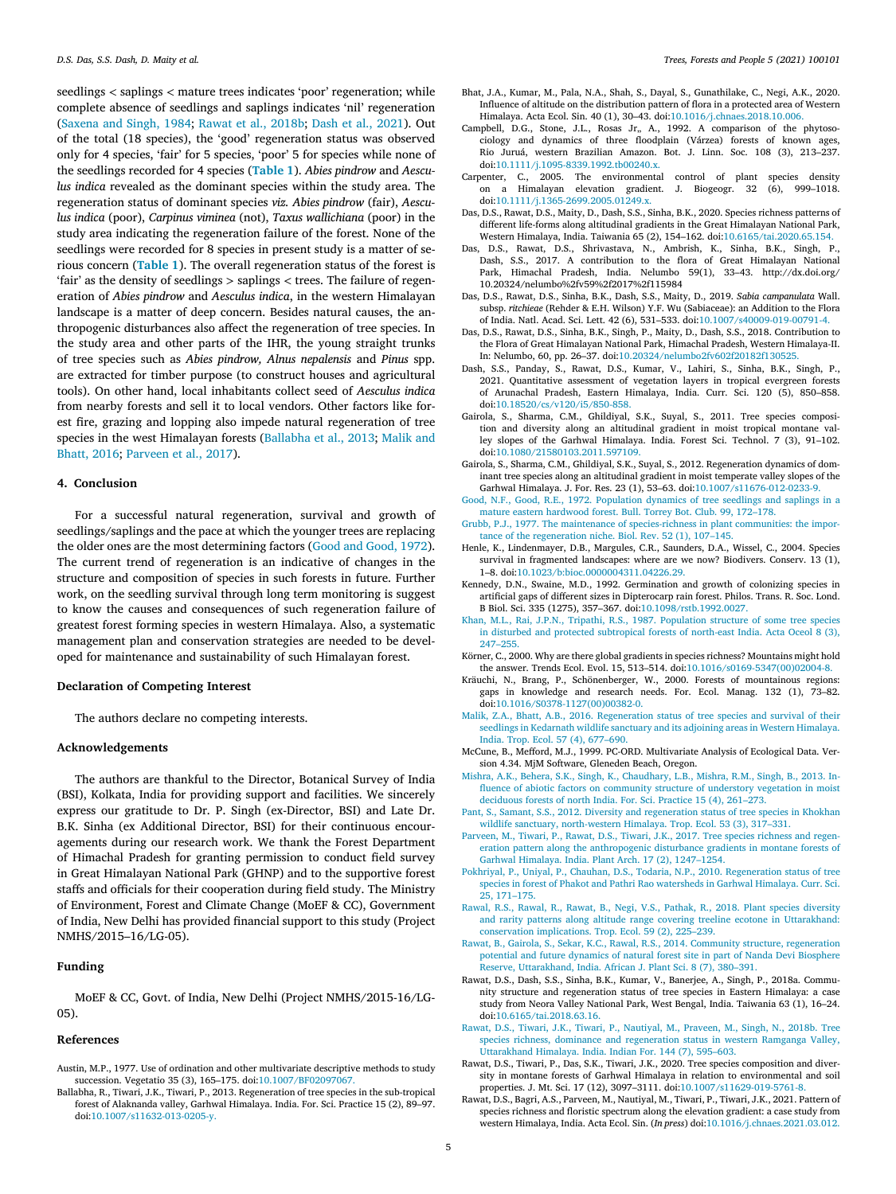seedlings < saplings < mature trees indicates 'poor' regeneration; while complete absence of seedlings and saplings indicates 'nil' regeneration (Saxena and Singh, 1984; Rawat et al., 2018b; Dash et al., 2021). Out of the total (18 species), the 'good' regeneration status was observed only for 4 species, 'fair' for 5 species, 'poor' 5 for species while none of the seedlings recorded for 4 species (**Table 1**). *Abies pindrow* and *Aesculus indica* revealed as the dominant species within the study area. The regeneration status of dominant species *viz. Abies pindrow* (fair), *Aesculus indica* (poor), *Carpinus viminea* (not), *Taxus wallichiana* (poor) in the study area indicating the regeneration failure of the forest. None of the seedlings were recorded for 8 species in present study is a matter of serious concern (**Table 1**). The overall regeneration status of the forest is 'fair' as the density of seedlings > saplings < trees. The failure of regeneration of *Abies pindrow* and *Aesculus indica*, in the western Himalayan landscape is a matter of deep concern. Besides natural causes, the anthropogenic disturbances also affect the regeneration of tree species. In the study area and other parts of the IHR, the young straight trunks of tree species such as *Abies pindrow, Alnus nepalensis* and *Pinus* spp. are extracted for timber purpose (to construct houses and agricultural tools). On other hand, local inhabitants collect seed of *Aesculus indica* from nearby forests and sell it to local vendors. Other factors like forest fire, grazing and lopping also impede natural regeneration of tree species in the west Himalayan forests (Ballabha et al., 2013; Malik and Bhatt, 2016; Parveen et al., 2017).

## 4. Conclusion

For a successful natural regeneration, survival and growth of seedlings/saplings and the pace at which the younger trees are replacing the older ones are the most determining factors (Good and Good, 1972). The current trend of regeneration is an indicative of changes in the structure and composition of species in such forests in future. Further work, on the seedling survival through long term monitoring is suggest to know the causes and consequences of such regeneration failure of greatest forest forming species in western Himalaya. Also, a systematic management plan and conservation strategies are needed to be developed for maintenance and sustainability of such Himalayan forest.

### Declaration of Competing Interest

The authors declare no competing interests.

### Acknowledgements

The authors are thankful to the Director, Botanical Survey of India (BSI), Kolkata, India for providing support and facilities. We sincerely express our gratitude to Dr. P. Singh (ex-Director, BSI) and Late Dr. B.K. Sinha (ex Additional Director, BSI) for their continuous encouragements during our research work. We thank the Forest Department of Himachal Pradesh for granting permission to conduct field survey in Great Himalayan National Park (GHNP) and to the supportive forest staffs and officials for their cooperation during field study. The Ministry of Environment, Forest and Climate Change (MoEF & CC), Government of India, New Delhi has provided financial support to this study (Project NMHS/2015–16/LG-05).

### Funding

MoEF & CC, Govt. of India, New Delhi (Project NMHS/2015-16/LG-05).

### References

Austin, M.P., 1977. Use of ordination and other multivariate descriptive methods to study succession. Vegetatio 35 (3), 165–175. doi:10.1007/BF02097067.

Ballabha, R., Tiwari, J.K., Tiwari, P., 2013. Regeneration of tree species in the sub-tropical forest of Alaknanda valley, Garhwal Himalaya. India. For. Sci. Practice 15 (2), 89–97. doi:10.1007/s11632-013-0205-y.

Bhat, J.A., Kumar, M., Pala, N.A., Shah, S., Dayal, S., Gunathilake, C., Negi, A.K., 2020. Influence of altitude on the distribution pattern of flora in a protected area of Western Himalaya. Acta Ecol. Sin. 40 (1), 30–43. doi:10.1016/j.chnaes.2018.10.006.

Campbell, D.G., Stone, J.L., Rosas Jr,, A., 1992. A comparison of the phytosociology and dynamics of three floodplain (Várzea) forests of known ages, Rio Juruá, western Brazilian Amazon. Bot. J. Linn. Soc. 108 (3), 213–237. doi:10.1111/j.1095-8339.1992.tb00240.x.

Carpenter, C., 2005. The environmental control of plant species density on a Himalayan elevation gradient. J. Biogeogr. 32 (6), 999–1018. doi:10.1111/j.1365-2699.2005.01249.x.

Das, D.S., Rawat, D.S., Maity, D., Dash, S.S., Sinha, B.K., 2020. Species richness patterns of different life-forms along altitudinal gradients in the Great Himalayan National Park, Western Himalaya, India. Taiwania 65 (2), 154–162. doi:10.6165/tai.2020.65.154.

Das, D.S., Rawat, D.S., Shrivastava, N., Ambrish, K., Sinha, B.K., Singh, P., Dash, S.S., 2017. A contribution to the flora of Great Himalayan National Park, Himachal Pradesh, India. Nelumbo 59(1), 33–43. http://dx.doi.org/10.20324/nelumbo%2fv59%2f2017%2f115984

Das, D.S., Rawat, D.S., Sinha, B.K., Dash, S.S., Maity, D., 2019. *Sabia campanulata* Wall. subsp. *ritchieae* (Rehder & E.H. Wilson) Y.F. Wu (Sabiaceae): an Addition to the Flora of India. Natl. Acad. Sci. Lett. 42 (6), 531–533. doi:10.1007/s40009-019-00791-4.

Das, D.S., Rawat, D.S., Sinha, B.K., Singh, P., Maity, D., Dash, S.S., 2018. Contribution to the Flora of Great Himalayan National Park, Himachal Pradesh, Western Himalaya-II. In: Nelumbo, 60, pp. 26–37. doi:10.20324/nelumbo2fv602f20182f130525.

Dash, S.S., Panday, S., Rawat, D.S., Kumar, V., Lahiri, S., Sinha, B.K., Singh, P., 2021. Quantitative assessment of vegetation layers in tropical evergreen forests of Arunachal Pradesh, Eastern Himalaya, India. Curr. Sci. 120 (5), 850–858. doi:10.18520/cs/v120/i5/850-858.

Gairola, S., Sharma, C.M., Ghildiyal, S.K., Suyal, S., 2011. Tree species composition and diversity along an altitudinal gradient in moist tropical montane valley slopes of the Garhwal Himalaya. India. Forest Sci. Technol. 7 (3), 91–102. doi:10.1080/21580103.2011.597109.

Gairola, S., Sharma, C.M., Ghildiyal, S.K., Suyal, S., 2012. Regeneration dynamics of dominant tree species along an altitudinal gradient in moist temperate valley slopes of the Garhwal Himalaya. J. For. Res. 23 (1), 53–63. doi:10.1007/s11676-012-0233-9.

Good, N.F., Good, R.E., 1972. Population dynamics of tree seedlings and saplings in a mature eastern hardwood forest. Bull. Torrey Bot. Club. 99, 172–178.

Grubb, P.J., 1977. The maintenance of species-richness in plant communities: the importance of the regeneration niche. Biol. Rev. 52 (1), 107–145.

Henle, K., Lindenmayer, D.B., Margules, C.R., Saunders, D.A., Wissel, C., 2004. Species survival in fragmented landscapes: where are we now? Biodivers. Conserv. 13 (1), 1–8. doi:10.1023/b:bioc.0000004311.04226.29.

Kennedy, D.N., Swaine, M.D., 1992. Germination and growth of colonizing species in artificial gaps of different sizes in Dipterocarp rain forest. Philos. Trans. R. Soc. Lond. B Biol. Sci. 335 (1275), 357–367. doi:10.1098/rstb.1992.0027.

Khan, M.L., Rai, J.P.N., Tripathi, R.S., 1987. Population structure of some tree species in disturbed and protected subtropical forests of north-east India. Acta Oceol 8 (3), 247–255.

Körner, C., 2000. Why are there global gradients in species richness? Mountains might hold the answer. Trends Ecol. Evol. 15, 513–514. doi:10.1016/s0169-5347(00)02004-8.

Kräuchi, N., Brang, P., Schönenberger, W., 2000. Forests of mountainous regions: gaps in knowledge and research needs. For. Ecol. Manag. 132 (1), 73–82. doi:10.1016/S0378-1127(00)00382-0.

Malik, Z.A., Bhatt, A.B., 2016. Regeneration status of tree species and survival of their seedlings in Kedarnath wildlife sanctuary and its adjoining areas in Western Himalaya. India. Trop. Ecol. 57 (4), 677–690.

McCune, B., Mefford, M.J., 1999. PC-ORD. Multivariate Analysis of Ecological Data. Version 4.34. MjM Software, Gleneden Beach, Oregon.

Mishra, A.K., Behera, S.K., Singh, K., Chaudhary, L.B., Mishra, R.M., Singh, B., 2013. Influence of abiotic factors on community structure of understory vegetation in moist deciduous forests of north India. For. Sci. Practice 15 (4), 261–273.

Pant, S., Samant, S.S., 2012. Diversity and regeneration status of tree species in Khokhan wildlife sanctuary, north-western Himalaya. Trop. Ecol. 53 (3), 317–331.

Parveen, M., Tiwari, P., Rawat, D.S., Tiwari, J.K., 2017. Tree species richness and regeneration pattern along the anthropogenic disturbance gradients in montane forests of Garhwal Himalaya. India. Plant Arch. 17 (2), 1247–1254.

Pokhriyal, P., Uniyal, P., Chauhan, D.S., Todaria, N.P., 2010. Regeneration status of tree species in forest of Phakot and Pathri Rao watersheds in Garhwal Himalaya. Curr. Sci. 25, 171–175.

Rawal, R.S., Rawal, R., Rawat, B., Negi, V.S., Pathak, R., 2018. Plant species diversity and rarity patterns along altitude range covering treeline ecotone in Uttarakhand: conservation implications. Trop. Ecol. 59 (2), 225–239.

Rawat, B., Gairola, S., Sekar, K.C., Rawal, R.S., 2014. Community structure, regeneration potential and future dynamics of natural forest site in part of Nanda Devi Biosphere Reserve, Uttarakhand, India. African J. Plant Sci. 8 (7), 380–391.

Rawat, D.S., Dash, S.S., Sinha, B.K., Kumar, V., Banerjee, A., Singh, P., 2018a. Community structure and regeneration status of tree species in Eastern Himalaya: a case study from Neora Valley National Park, West Bengal, India. Taiwania 63 (1), 16–24. doi:10.6165/tai.2018.63.16.

Rawat, D.S., Tiwari, J.K., Tiwari, P., Nautiyal, M., Praveen, M., Singh, N., 2018b. Tree species richness, dominance and regeneration status in western Ramganga Valley, Uttarakhand Himalaya. Indian For. 144 (7), 595–603.

Rawat, D.S., Tiwari, P., Das, S.K., Tiwari, J.K., 2020. Tree species composition and diversity in montane forests of Garhwal Himalaya in relation to environmental and soil properties. J. Mt. Sci. 17 (12), 3097–3111. doi:10.1007/s11629-019-5761-8.

Rawat, D.S., Bagri, A.S., Parveen, M., Nautiyal, M., Tiwari, P., Tiwari, J.K., 2021. Pattern of species richness and floristic spectrum along the elevation gradient: a case study from western Himalaya, India. Acta Ecol. Sin. (*In press*) doi:10.1016/j.chnaes.2021.03.012.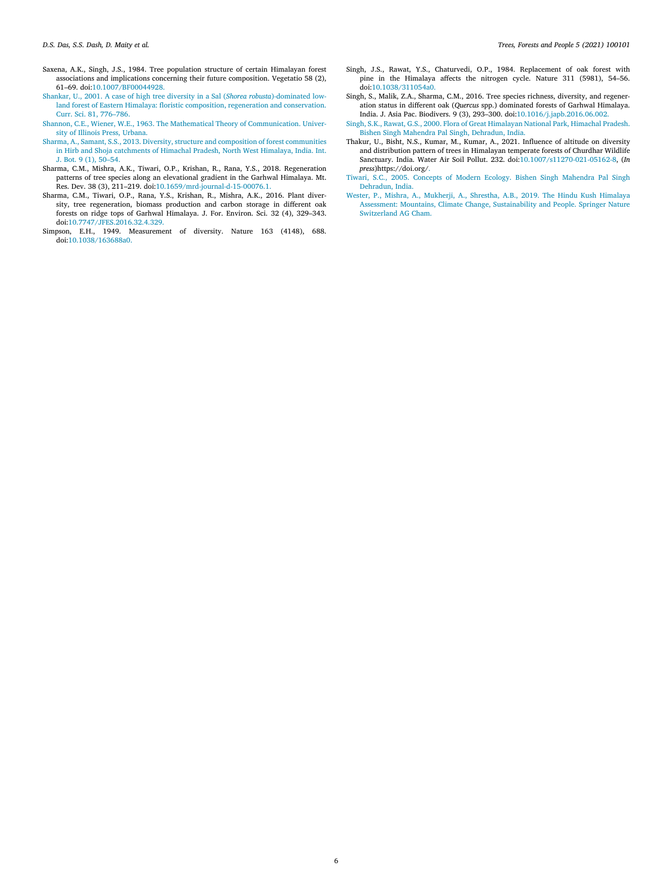Saxena, A.K., Singh, J.S., 1984. Tree population structure of certain Himalayan forest associations and implications concerning their future composition. Vegetatio 58 (2), 61–69. doi:10.1007/BF00044928.

Shankar, U., 2001. A case of high tree diversity in a Sal (*Shorea robusta*)-dominated lowland forest of Eastern Himalaya: floristic composition, regeneration and conservation. Curr. Sci. 81, 776–786.

Shannon, C.E., Wiener, W.E., 1963. The Mathematical Theory of Communication. University of Illinois Press, Urbana.

Sharma, A., Samant, S.S., 2013. Diversity, structure and composition of forest communities in Hirb and Shoja catchments of Himachal Pradesh, North West Himalaya, India. Int. J. Bot. 9 (1), 50–54.

Sharma, C.M., Mishra, A.K., Tiwari, O.P., Krishan, R., Rana, Y.S., 2018. Regeneration patterns of tree species along an elevational gradient in the Garhwal Himalaya. Mt. Res. Dev. 38 (3), 211–219. doi:10.1659/mrd-journal-d-15-00076.1.

Sharma, C.M., Tiwari, O.P., Rana, Y.S., Krishan, R., Mishra, A.K., 2016. Plant diversity, tree regeneration, biomass production and carbon storage in different oak forests on ridge tops of Garhwal Himalaya. J. For. Environ. Sci. 32 (4), 329–343. doi:10.7747/JFES.2016.32.4.329.

Simpson, E.H., 1949. Measurement of diversity. Nature 163 (4148), 688. doi:10.1038/163688a0.

Singh, J.S., Rawat, Y.S., Chaturvedi, O.P., 1984. Replacement of oak forest with pine in the Himalaya affects the nitrogen cycle. Nature 311 (5981), 54–56. doi:10.1038/311054a0.

Singh, S., Malik, Z.A., Sharma, C.M., 2016. Tree species richness, diversity, and regeneration status in different oak (*Quercus* spp.) dominated forests of Garhwal Himalaya. India. J. Asia Pac. Biodivers. 9 (3), 293–300. doi:10.1016/j.japb.2016.06.002.

Singh, S.K., Rawat, G.S., 2000. Flora of Great Himalayan National Park, Himachal Pradesh. Bishen Singh Mahendra Pal Singh, Dehradun, India.

Thakur, U., Bisht, N.S., Kumar, M., Kumar, A., 2021. Influence of altitude on diversity and distribution pattern of trees in Himalayan temperate forests of Churdhar Wildlife Sanctuary. India. Water Air Soil Pollut. 232. doi:10.1007/s11270-021-05162-8, (*In press*)https://doi.org/.

Tiwari, S.C., 2005. Concepts of Modern Ecology. Bishen Singh Mahendra Pal Singh Dehradun, India.

Wester, P., Mishra, A., Mukherji, A., Shrestha, A.B., 2019. The Hindu Kush Himalaya Assessment: Mountains, Climate Change, Sustainability and People. Springer Nature Switzerland AG Cham.